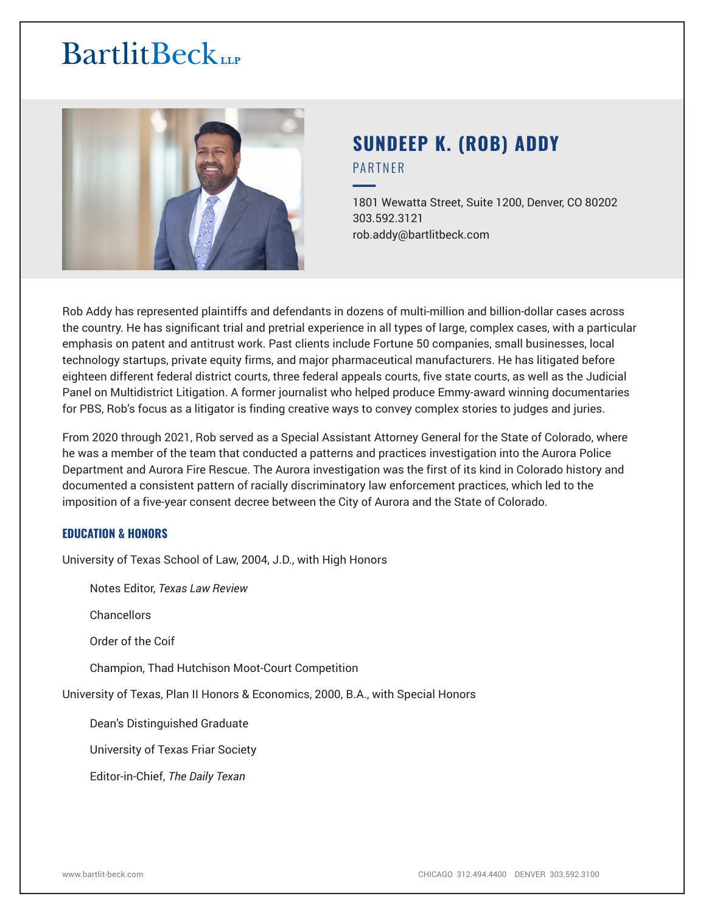BartlitBeck LLP

# SUNDEEP K. (ROB) ADDY

PARTNER

1801 Wewatta Street, Suite 1200, Denver, CO 80202
303.592.3121
rob.addy@bartlitbeck.com

Rob Addy has represented plaintiffs and defendants in dozens of multi-million and billion-dollar cases across the country. He has significant trial and pretrial experience in all types of large, complex cases, with a particular emphasis on patent and antitrust work. Past clients include Fortune 50 companies, small businesses, local technology startups, private equity firms, and major pharmaceutical manufacturers. He has litigated before eighteen different federal district courts, three federal appeals courts, five state courts, as well as the Judicial Panel on Multidistrict Litigation. A former journalist who helped produce Emmy-award winning documentaries for PBS, Rob's focus as a litigator is finding creative ways to convey complex stories to judges and juries.

From 2020 through 2021, Rob served as a Special Assistant Attorney General for the State of Colorado, where he was a member of the team that conducted a patterns and practices investigation into the Aurora Police Department and Aurora Fire Rescue. The Aurora investigation was the first of its kind in Colorado history and documented a consistent pattern of racially discriminatory law enforcement practices, which led to the imposition of a five-year consent decree between the City of Aurora and the State of Colorado.

## EDUCATION & HONORS

University of Texas School of Law, 2004, J.D., with High Honors

- Notes Editor, *Texas Law Review*
- Chancellors
- Order of the Coif
- Champion, Thad Hutchison Moot-Court Competition

University of Texas, Plan II Honors & Economics, 2000, B.A., with Special Honors

- Dean's Distinguished Graduate
- University of Texas Friar Society
- Editor-in-Chief, *The Daily Texan*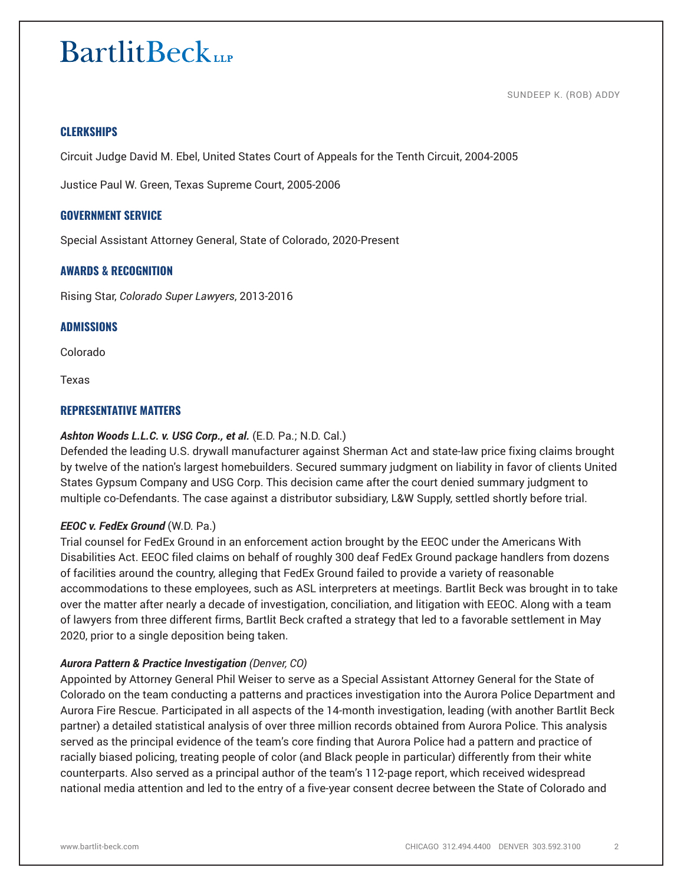## CLERKSHIPS

Circuit Judge David M. Ebel, United States Court of Appeals for the Tenth Circuit, 2004-2005

Justice Paul W. Green, Texas Supreme Court, 2005-2006

## GOVERNMENT SERVICE

Special Assistant Attorney General, State of Colorado, 2020-Present

## AWARDS & RECOGNITION

Rising Star, *Colorado Super Lawyers*, 2013-2016

## ADMISSIONS

Colorado

Texas

## REPRESENTATIVE MATTERS

***Ashton Woods L.L.C. v. USG Corp., et al.*** (E.D. Pa.; N.D. Cal.)
Defended the leading U.S. drywall manufacturer against Sherman Act and state-law price fixing claims brought by twelve of the nation's largest homebuilders. Secured summary judgment on liability in favor of clients United States Gypsum Company and USG Corp. This decision came after the court denied summary judgment to multiple co-Defendants. The case against a distributor subsidiary, L&W Supply, settled shortly before trial.

***EEOC v. FedEx Ground*** (W.D. Pa.)
Trial counsel for FedEx Ground in an enforcement action brought by the EEOC under the Americans With Disabilities Act. EEOC filed claims on behalf of roughly 300 deaf FedEx Ground package handlers from dozens of facilities around the country, alleging that FedEx Ground failed to provide a variety of reasonable accommodations to these employees, such as ASL interpreters at meetings. Bartlit Beck was brought in to take over the matter after nearly a decade of investigation, conciliation, and litigation with EEOC. Along with a team of lawyers from three different firms, Bartlit Beck crafted a strategy that led to a favorable settlement in May 2020, prior to a single deposition being taken.

***Aurora Pattern & Practice Investigation*** *(Denver, CO)*
Appointed by Attorney General Phil Weiser to serve as a Special Assistant Attorney General for the State of Colorado on the team conducting a patterns and practices investigation into the Aurora Police Department and Aurora Fire Rescue. Participated in all aspects of the 14-month investigation, leading (with another Bartlit Beck partner) a detailed statistical analysis of over three million records obtained from Aurora Police. This analysis served as the principal evidence of the team's core finding that Aurora Police had a pattern and practice of racially biased policing, treating people of color (and Black people in particular) differently from their white counterparts. Also served as a principal author of the team's 112-page report, which received widespread national media attention and led to the entry of a five-year consent decree between the State of Colorado and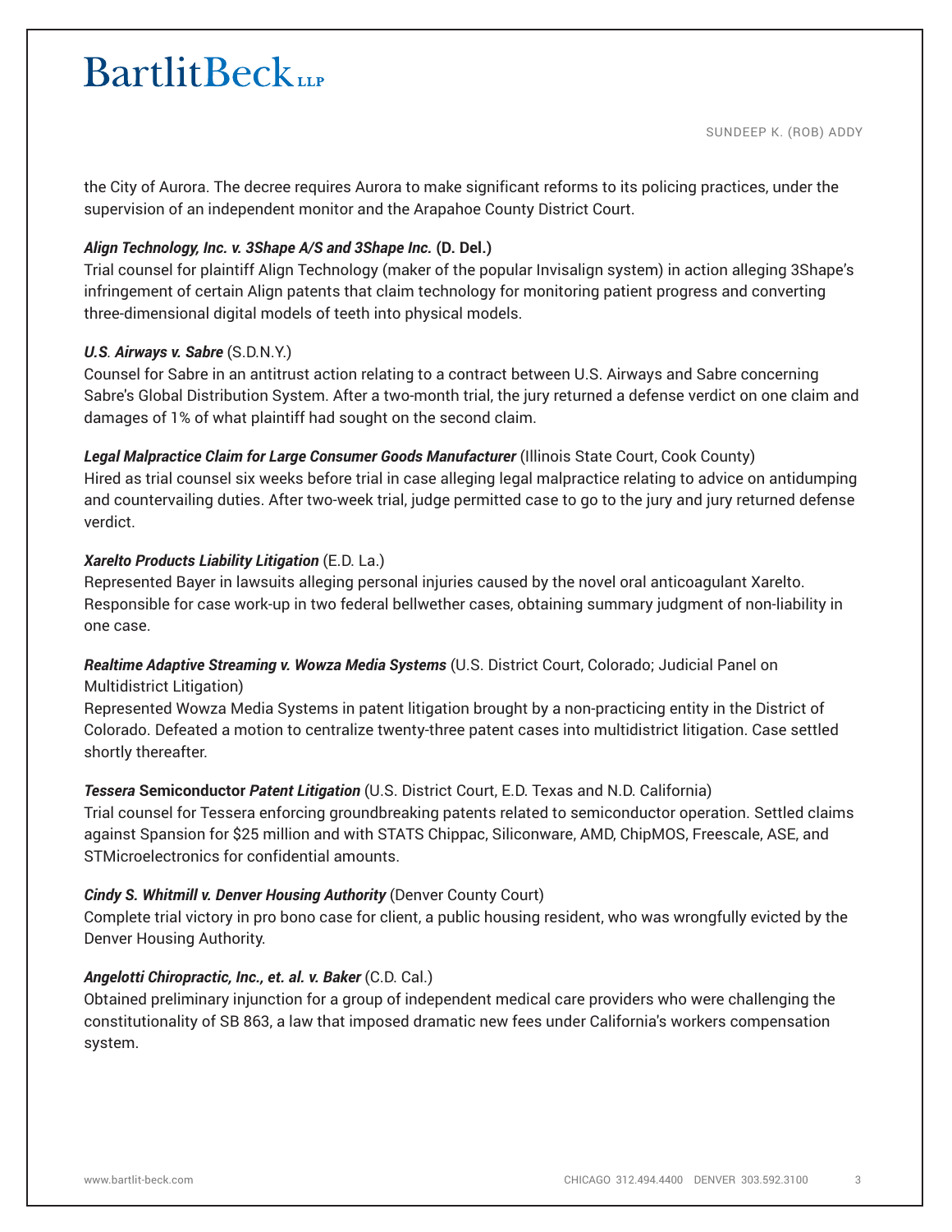the City of Aurora. The decree requires Aurora to make significant reforms to its policing practices, under the supervision of an independent monitor and the Arapahoe County District Court.

***Align Technology, Inc. v. 3Shape A/S and 3Shape Inc.* (D. Del.)**
Trial counsel for plaintiff Align Technology (maker of the popular Invisalign system) in action alleging 3Shape's infringement of certain Align patents that claim technology for monitoring patient progress and converting three-dimensional digital models of teeth into physical models.

***U.S. Airways v. Sabre*** (S.D.N.Y.)
Counsel for Sabre in an antitrust action relating to a contract between U.S. Airways and Sabre concerning Sabre's Global Distribution System. After a two-month trial, the jury returned a defense verdict on one claim and damages of 1% of what plaintiff had sought on the second claim.

***Legal Malpractice Claim for Large Consumer Goods Manufacturer*** (Illinois State Court, Cook County)
Hired as trial counsel six weeks before trial in case alleging legal malpractice relating to advice on antidumping and countervailing duties. After two-week trial, judge permitted case to go to the jury and jury returned defense verdict.

***Xarelto Products Liability Litigation*** (E.D. La.)
Represented Bayer in lawsuits alleging personal injuries caused by the novel oral anticoagulant Xarelto. Responsible for case work-up in two federal bellwether cases, obtaining summary judgment of non-liability in one case.

***Realtime Adaptive Streaming v. Wowza Media Systems*** (U.S. District Court, Colorado; Judicial Panel on Multidistrict Litigation)
Represented Wowza Media Systems in patent litigation brought by a non-practicing entity in the District of Colorado. Defeated a motion to centralize twenty-three patent cases into multidistrict litigation. Case settled shortly thereafter.

***Tessera* Semiconductor *Patent Litigation*** (U.S. District Court, E.D. Texas and N.D. California)
Trial counsel for Tessera enforcing groundbreaking patents related to semiconductor operation. Settled claims against Spansion for $25 million and with STATS Chippac, Siliconware, AMD, ChipMOS, Freescale, ASE, and STMicroelectronics for confidential amounts.

***Cindy S. Whitmill v. Denver Housing Authority*** (Denver County Court)
Complete trial victory in pro bono case for client, a public housing resident, who was wrongfully evicted by the Denver Housing Authority.

***Angelotti Chiropractic, Inc., et. al. v. Baker*** (C.D. Cal.)
Obtained preliminary injunction for a group of independent medical care providers who were challenging the constitutionality of SB 863, a law that imposed dramatic new fees under California's workers compensation system.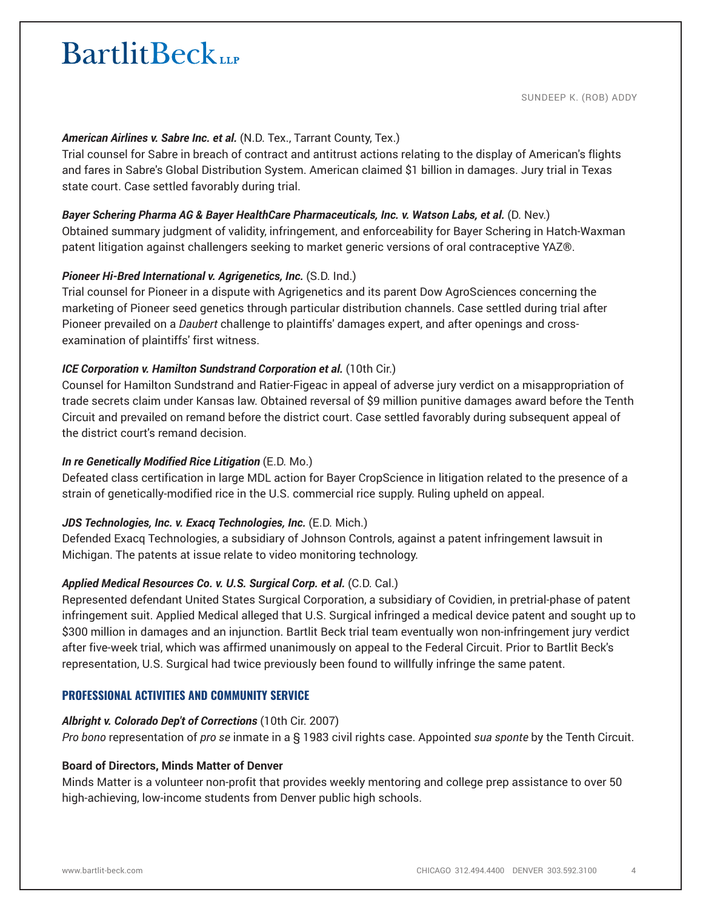***American Airlines v. Sabre Inc. et al.*** (N.D. Tex., Tarrant County, Tex.)
Trial counsel for Sabre in breach of contract and antitrust actions relating to the display of American's flights and fares in Sabre's Global Distribution System. American claimed $1 billion in damages. Jury trial in Texas state court. Case settled favorably during trial.

***Bayer Schering Pharma AG & Bayer HealthCare Pharmaceuticals, Inc. v. Watson Labs, et al.*** (D. Nev.)
Obtained summary judgment of validity, infringement, and enforceability for Bayer Schering in Hatch-Waxman patent litigation against challengers seeking to market generic versions of oral contraceptive YAZ®.

***Pioneer Hi-Bred International v. Agrigenetics, Inc.*** (S.D. Ind.)
Trial counsel for Pioneer in a dispute with Agrigenetics and its parent Dow AgroSciences concerning the marketing of Pioneer seed genetics through particular distribution channels. Case settled during trial after Pioneer prevailed on a *Daubert* challenge to plaintiffs' damages expert, and after openings and cross-examination of plaintiffs' first witness.

***ICE Corporation v. Hamilton Sundstrand Corporation et al.*** (10th Cir.)
Counsel for Hamilton Sundstrand and Ratier-Figeac in appeal of adverse jury verdict on a misappropriation of trade secrets claim under Kansas law. Obtained reversal of $9 million punitive damages award before the Tenth Circuit and prevailed on remand before the district court. Case settled favorably during subsequent appeal of the district court's remand decision.

***In re Genetically Modified Rice Litigation*** (E.D. Mo.)
Defeated class certification in large MDL action for Bayer CropScience in litigation related to the presence of a strain of genetically-modified rice in the U.S. commercial rice supply. Ruling upheld on appeal.

***JDS Technologies, Inc. v. Exacq Technologies, Inc.*** (E.D. Mich.)
Defended Exacq Technologies, a subsidiary of Johnson Controls, against a patent infringement lawsuit in Michigan. The patents at issue relate to video monitoring technology.

***Applied Medical Resources Co. v. U.S. Surgical Corp. et al.*** (C.D. Cal.)
Represented defendant United States Surgical Corporation, a subsidiary of Covidien, in pretrial-phase of patent infringement suit. Applied Medical alleged that U.S. Surgical infringed a medical device patent and sought up to $300 million in damages and an injunction. Bartlit Beck trial team eventually won non-infringement jury verdict after five-week trial, which was affirmed unanimously on appeal to the Federal Circuit. Prior to Bartlit Beck's representation, U.S. Surgical had twice previously been found to willfully infringe the same patent.

## PROFESSIONAL ACTIVITIES AND COMMUNITY SERVICE

***Albright v. Colorado Dep't of Corrections*** (10th Cir. 2007)
*Pro bono* representation of *pro se* inmate in a § 1983 civil rights case. Appointed *sua sponte* by the Tenth Circuit.

**Board of Directors, Minds Matter of Denver**
Minds Matter is a volunteer non-profit that provides weekly mentoring and college prep assistance to over 50 high-achieving, low-income students from Denver public high schools.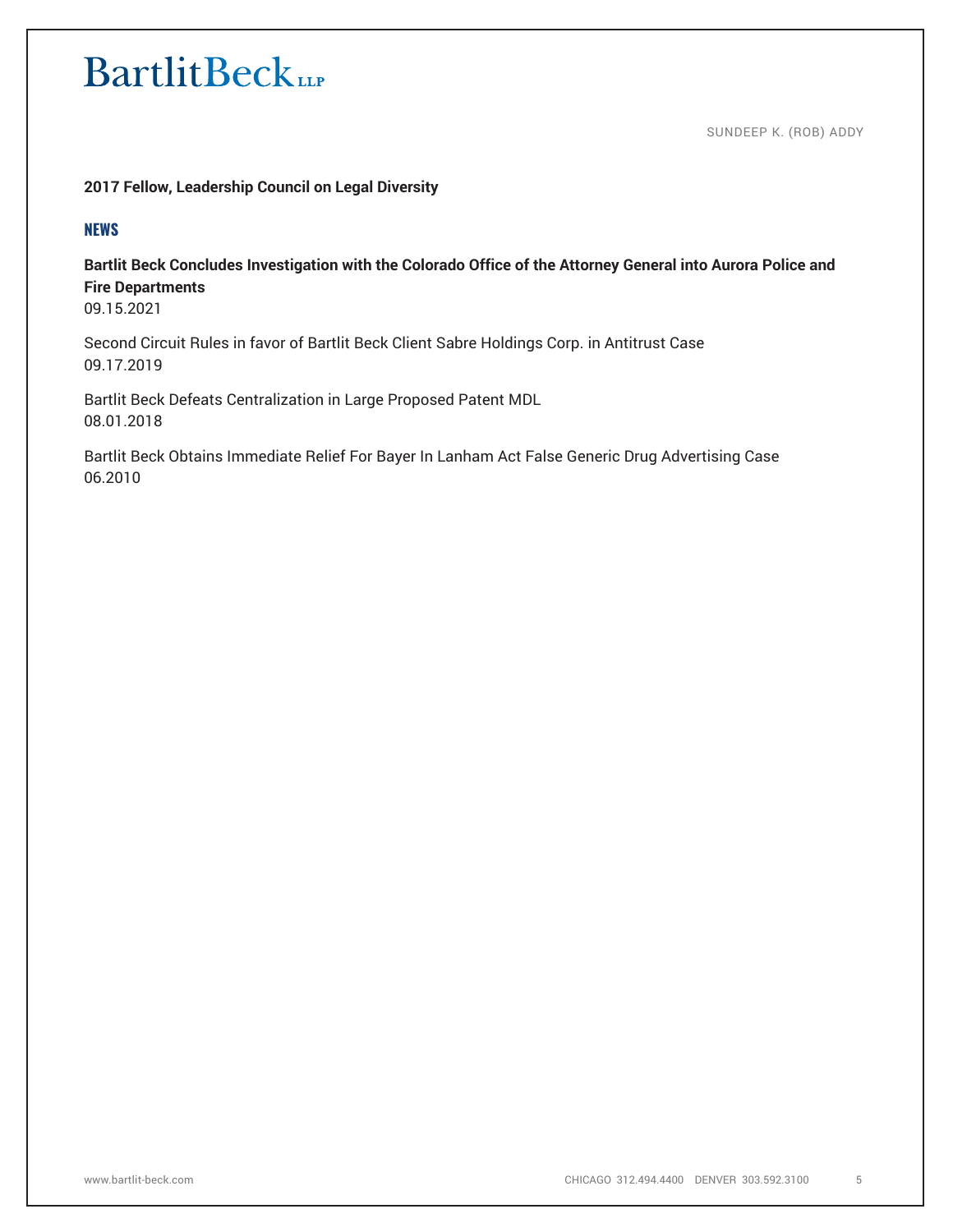**2017 Fellow, Leadership Council on Legal Diversity**

## NEWS

**Bartlit Beck Concludes Investigation with the Colorado Office of the Attorney General into Aurora Police and Fire Departments**
09.15.2021

Second Circuit Rules in favor of Bartlit Beck Client Sabre Holdings Corp. in Antitrust Case
09.17.2019

Bartlit Beck Defeats Centralization in Large Proposed Patent MDL
08.01.2018

Bartlit Beck Obtains Immediate Relief For Bayer In Lanham Act False Generic Drug Advertising Case
06.2010